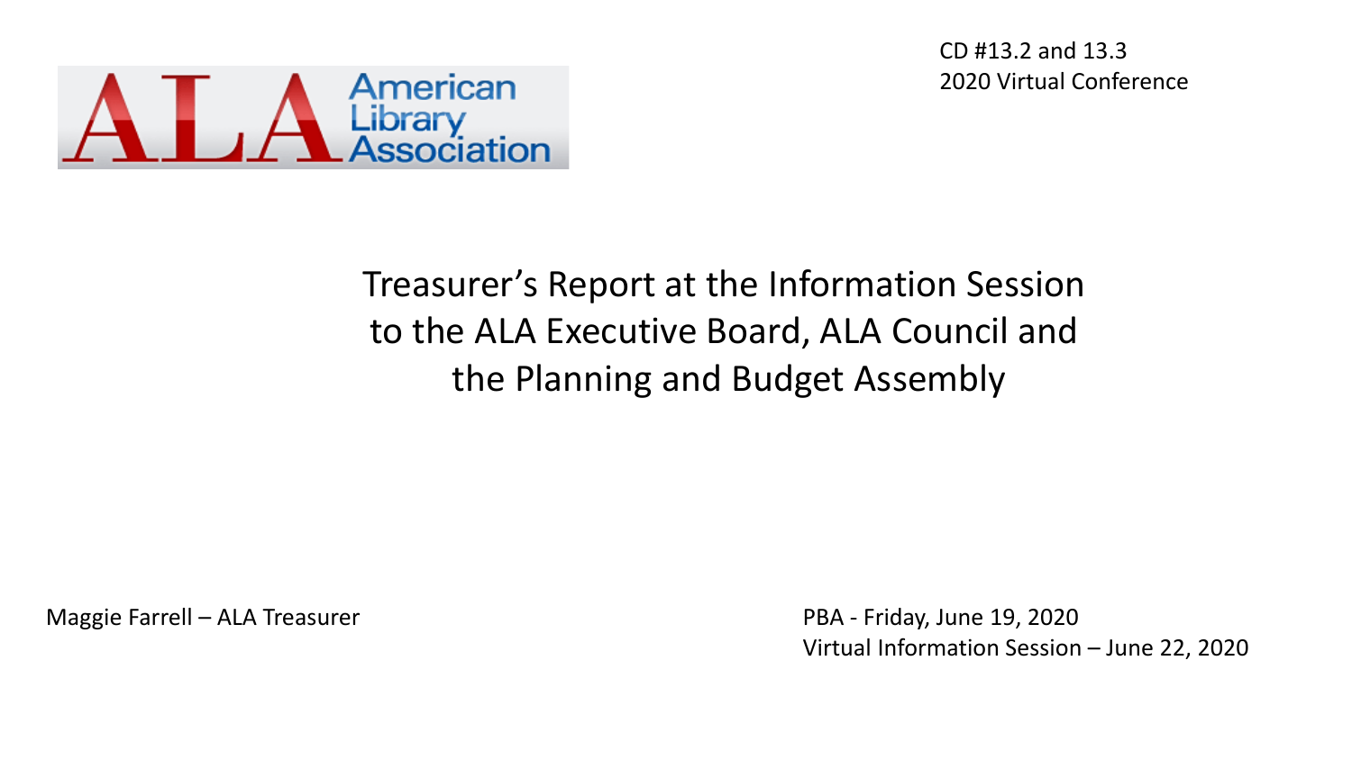American Library Association

CD #13.2 and 13.3
2020 Virtual Conference

# Treasurer's Report at the Information Session to the ALA Executive Board, ALA Council and the Planning and Budget Assembly

Maggie Farrell – ALA Treasurer

PBA - Friday, June 19, 2020
Virtual Information Session – June 22, 2020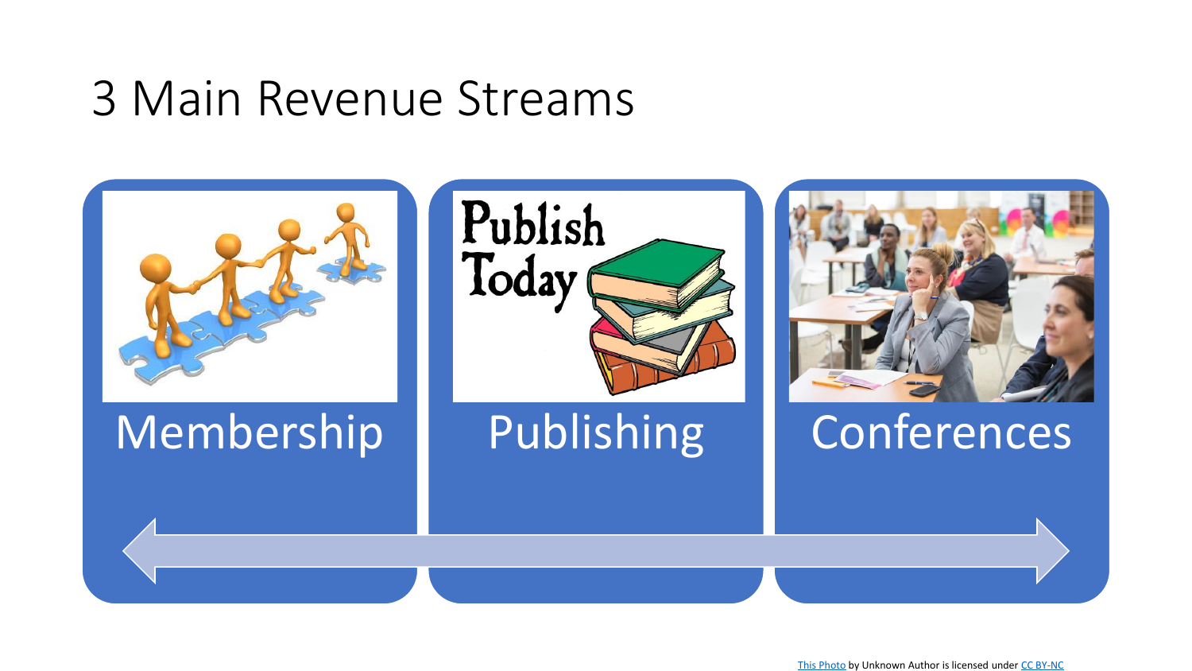# 3 Main Revenue Streams

- Membership
- Publishing
- Conferences

This Photo by Unknown Author is licensed under CC BY-NC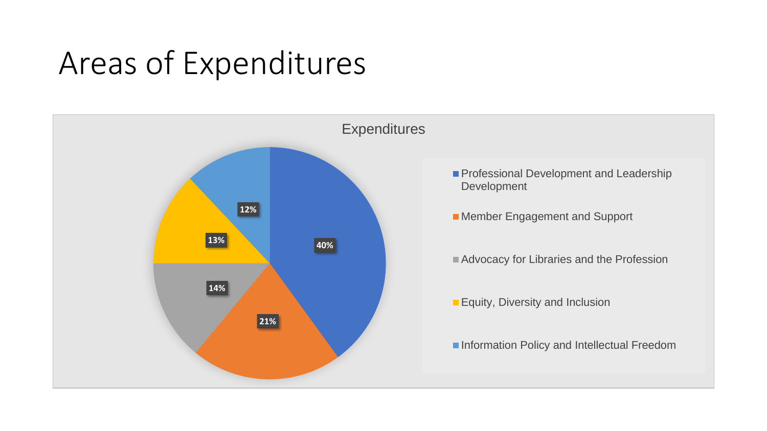# Areas of Expenditures

**Expenditures**

| Category | Percentage |
| --- | --- |
| Professional Development and Leadership Development | 40% |
| Member Engagement and Support | 21% |
| Advocacy for Libraries and the Profession | 14% |
| Equity, Diversity and Inclusion | 13% |
| Information Policy and Intellectual Freedom | 12% |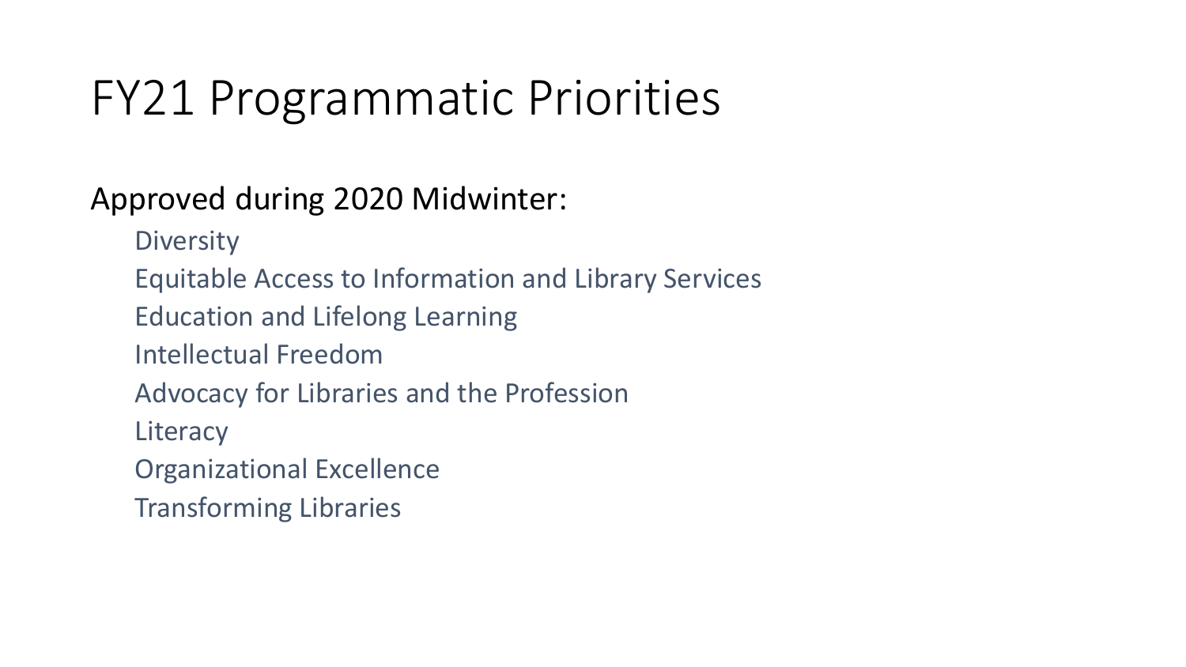# FY21 Programmatic Priorities

Approved during 2020 Midwinter:

- Diversity
- Equitable Access to Information and Library Services
- Education and Lifelong Learning
- Intellectual Freedom
- Advocacy for Libraries and the Profession
- Literacy
- Organizational Excellence
- Transforming Libraries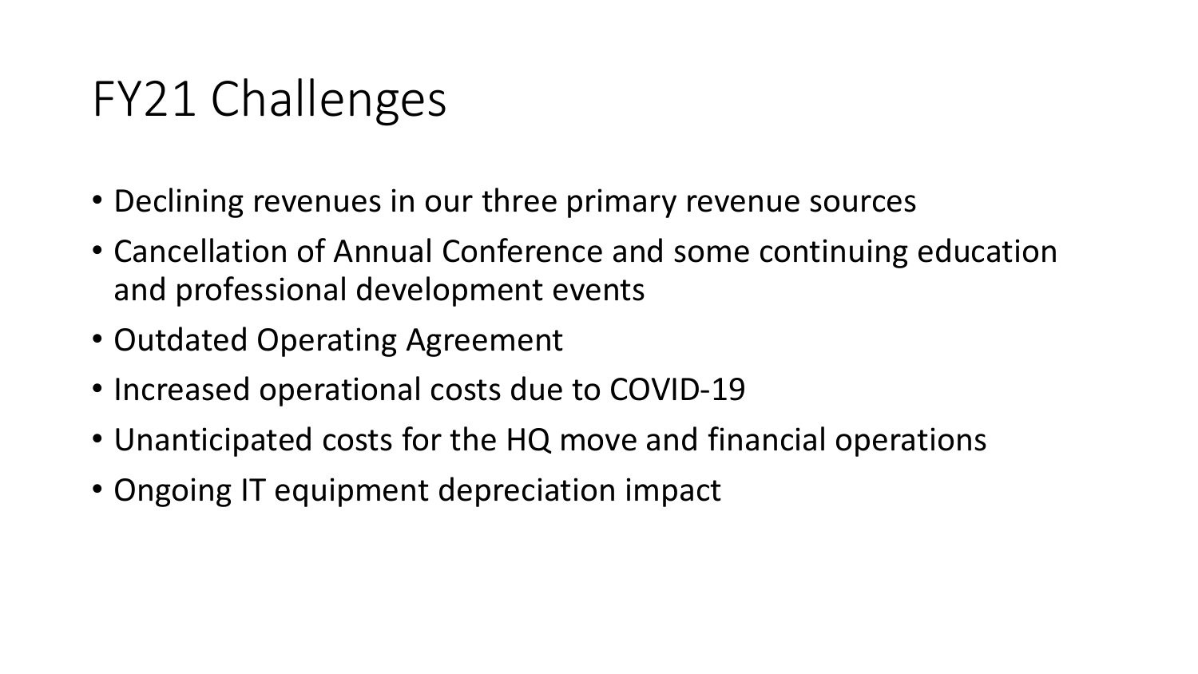# FY21 Challenges

- Declining revenues in our three primary revenue sources
- Cancellation of Annual Conference and some continuing education and professional development events
- Outdated Operating Agreement
- Increased operational costs due to COVID-19
- Unanticipated costs for the HQ move and financial operations
- Ongoing IT equipment depreciation impact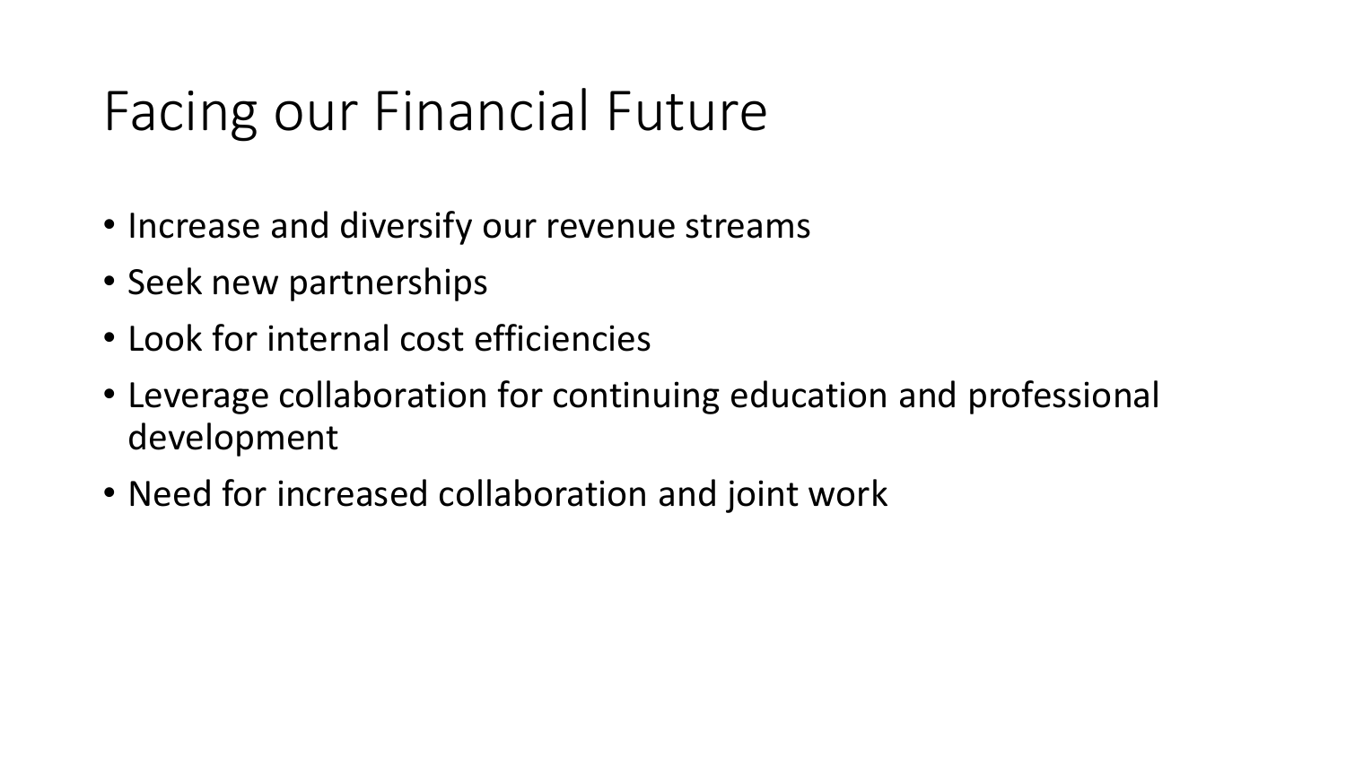# Facing our Financial Future

- Increase and diversify our revenue streams
- Seek new partnerships
- Look for internal cost efficiencies
- Leverage collaboration for continuing education and professional development
- Need for increased collaboration and joint work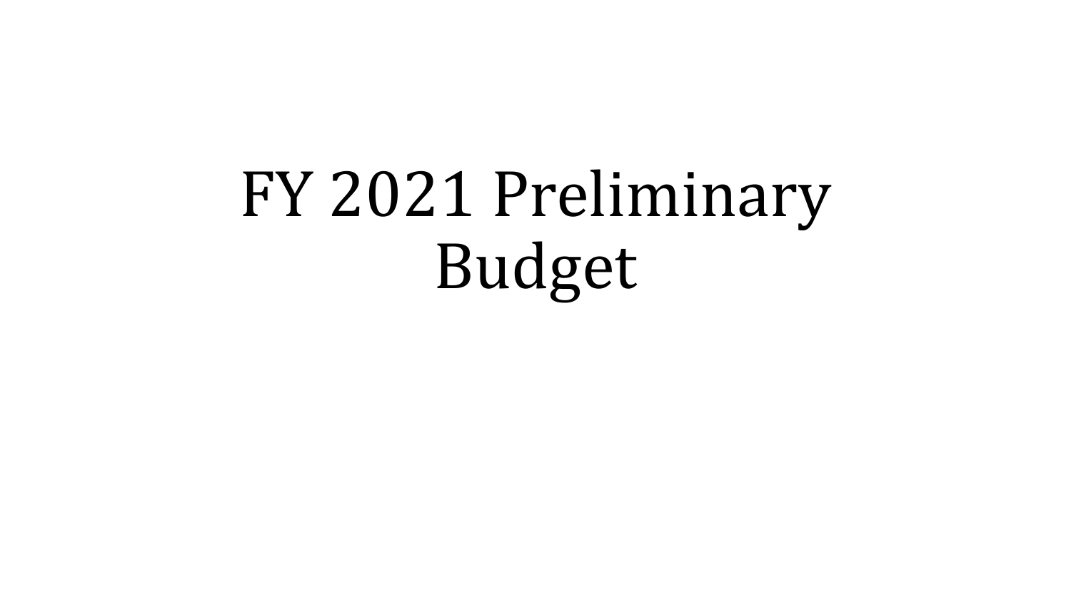# FY 2021 Preliminary Budget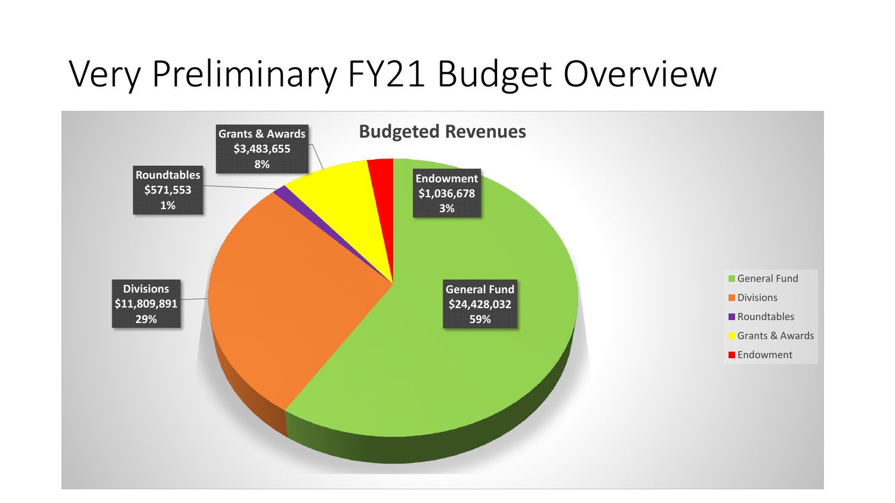# Very Preliminary FY21 Budget Overview

**Budgeted Revenues**

| Category | Amount | Percent |
|---|---|---|
| General Fund | $24,428,032 | 59% |
| Divisions | $11,809,891 | 29% |
| Roundtables | $571,553 | 1% |
| Grants & Awards | $3,483,655 | 8% |
| Endowment | $1,036,678 | 3% |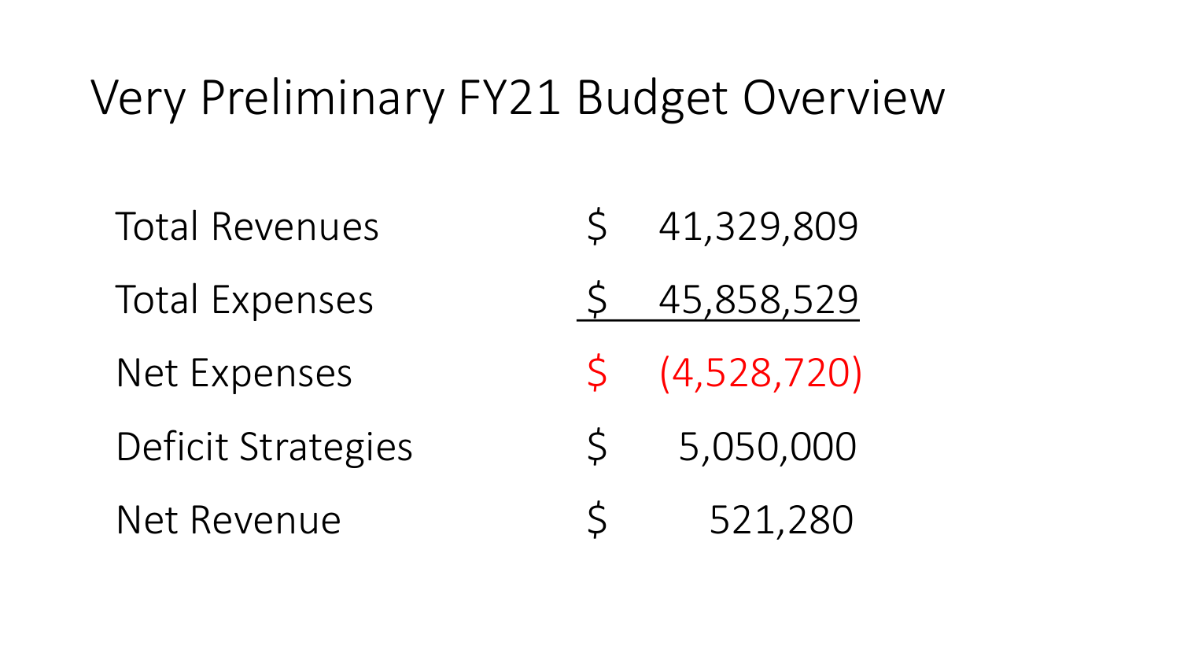# Very Preliminary FY21 Budget Overview

| | |
|---|---|
| Total Revenues | $ 41,329,809 |
| Total Expenses | $ 45,858,529 |
| Net Expenses | $ (4,528,720) |
| Deficit Strategies | $ 5,050,000 |
| Net Revenue | $ 521,280 |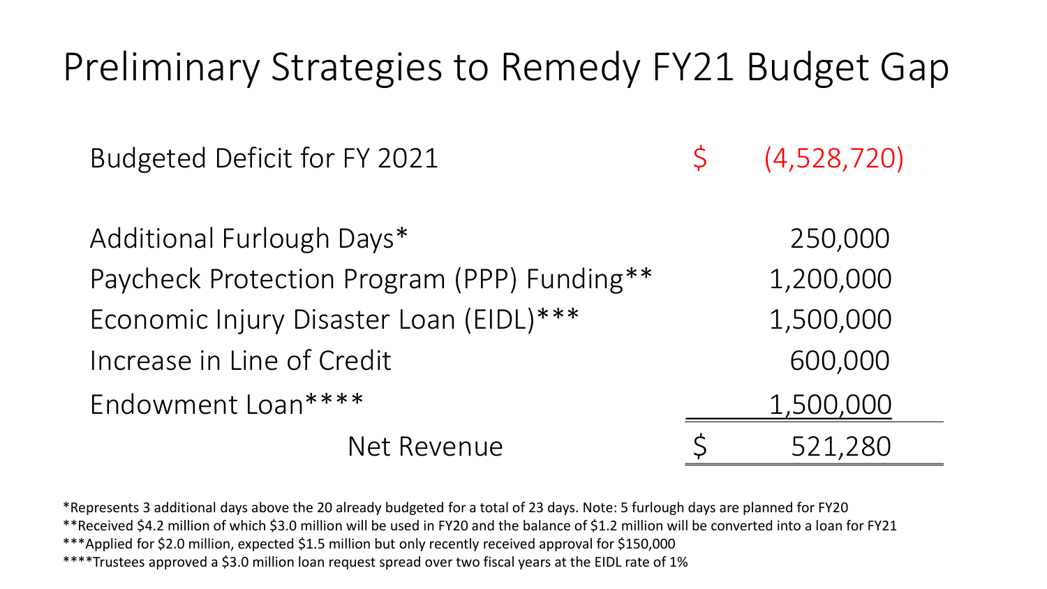# Preliminary Strategies to Remedy FY21 Budget Gap

| | | |
|---|---|---|
| Budgeted Deficit for FY 2021 | $ | (4,528,720) |
| | | |
| Additional Furlough Days* | | 250,000 |
| Paycheck Protection Program (PPP) Funding** | | 1,200,000 |
| Economic Injury Disaster Loan (EIDL)*** | | 1,500,000 |
| Increase in Line of Credit | | 600,000 |
| Endowment Loan**** | | 1,500,000 |
| Net Revenue | $ | 521,280 |

*Represents 3 additional days above the 20 already budgeted for a total of 23 days. Note: 5 furlough days are planned for FY20

**Received $4.2 million of which $3.0 million will be used in FY20 and the balance of $1.2 million will be converted into a loan for FY21

***Applied for $2.0 million, expected $1.5 million but only recently received approval for $150,000

****Trustees approved a $3.0 million loan request spread over two fiscal years at the EIDL rate of 1%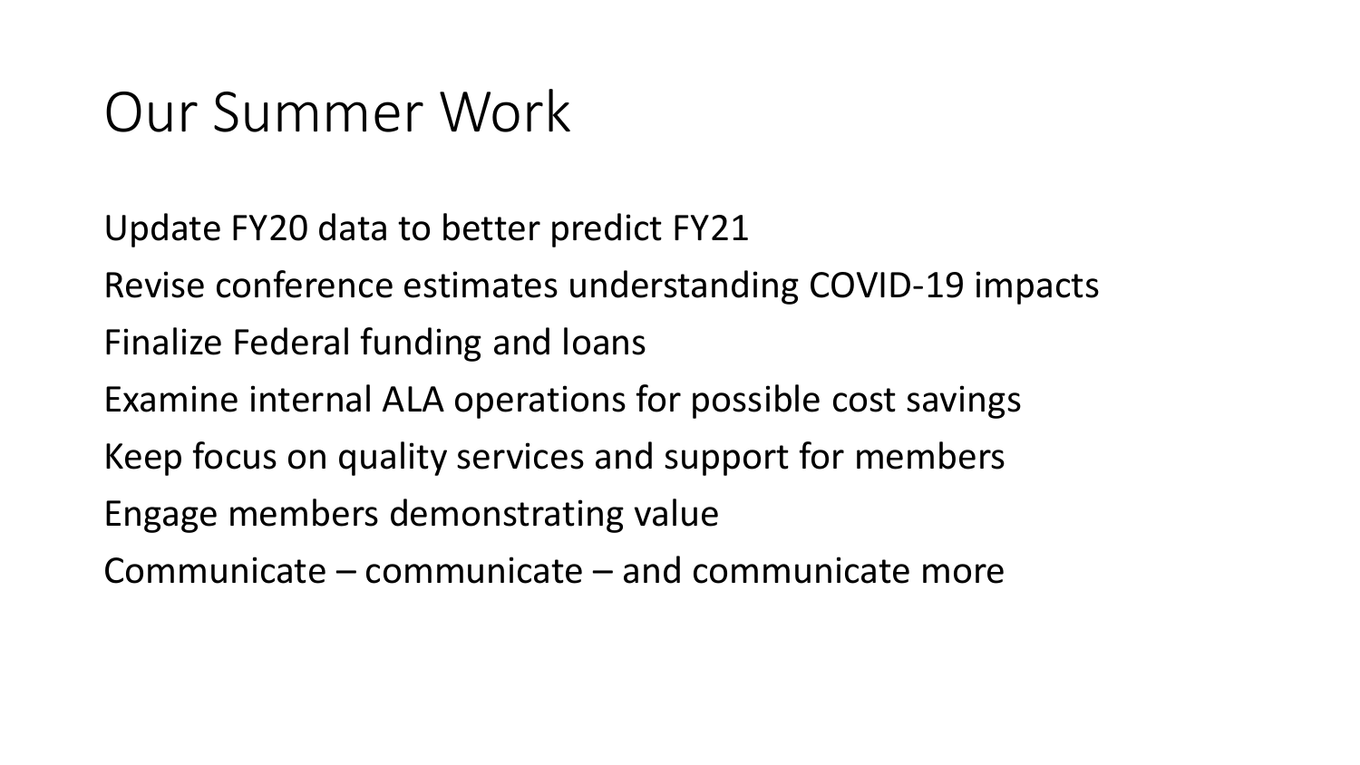# Our Summer Work

Update FY20 data to better predict FY21

Revise conference estimates understanding COVID-19 impacts

Finalize Federal funding and loans

Examine internal ALA operations for possible cost savings

Keep focus on quality services and support for members

Engage members demonstrating value

Communicate – communicate – and communicate more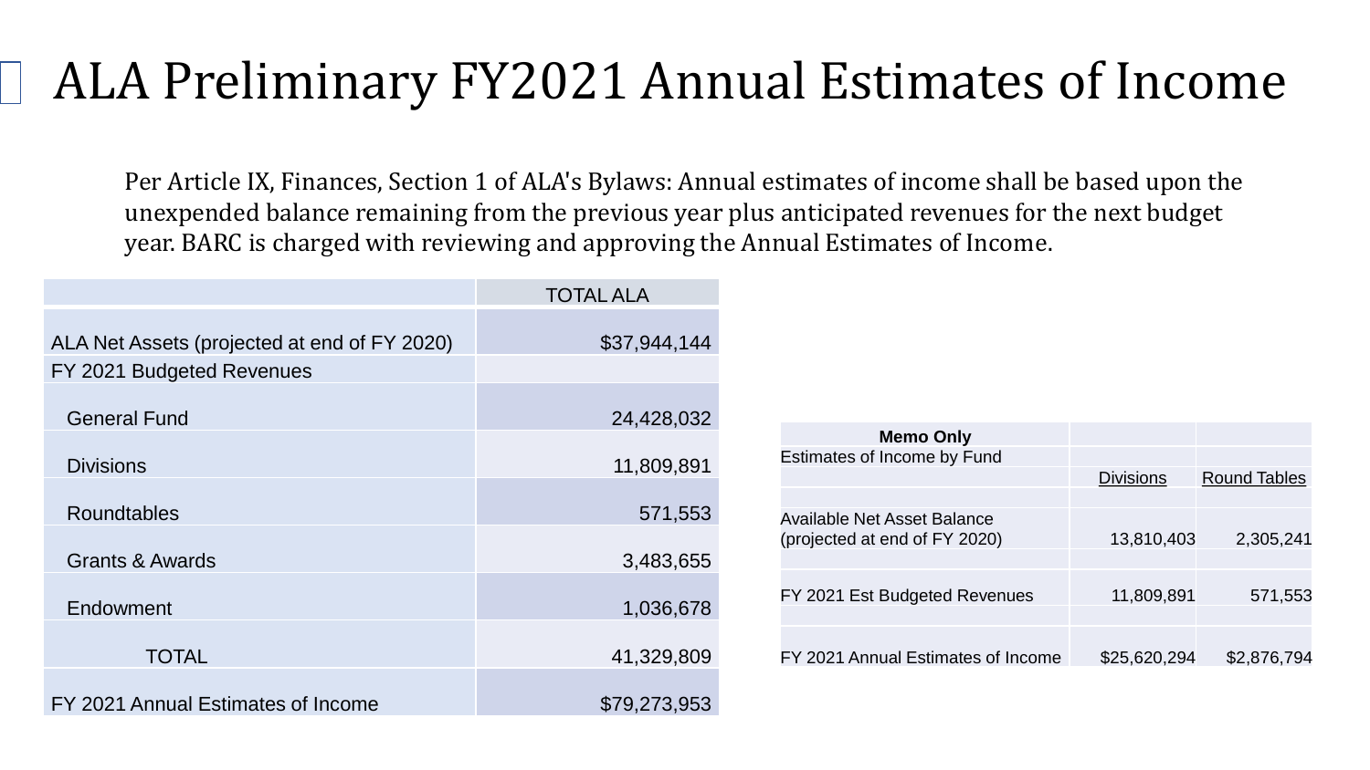# ALA Preliminary FY2021 Annual Estimates of Income

Per Article IX, Finances, Section 1 of ALA's Bylaws: Annual estimates of income shall be based upon the unexpended balance remaining from the previous year plus anticipated revenues for the next budget year. BARC is charged with reviewing and approving the Annual Estimates of Income.

| | TOTAL ALA |
|---|---|
| ALA Net Assets (projected at end of FY 2020) | $37,944,144 |
| FY 2021 Budgeted Revenues | |
| General Fund | 24,428,032 |
| Divisions | 11,809,891 |
| Roundtables | 571,553 |
| Grants & Awards | 3,483,655 |
| Endowment | 1,036,678 |
| TOTAL | 41,329,809 |
| FY 2021 Annual Estimates of Income | $79,273,953 |

| **Memo Only** | | |
|---|---|---|
| Estimates of Income by Fund | | |
| | Divisions | Round Tables |
| Available Net Asset Balance (projected at end of FY 2020) | 13,810,403 | 2,305,241 |
| FY 2021 Est Budgeted Revenues | 11,809,891 | 571,553 |
| FY 2021 Annual Estimates of Income | $25,620,294 | $2,876,794 |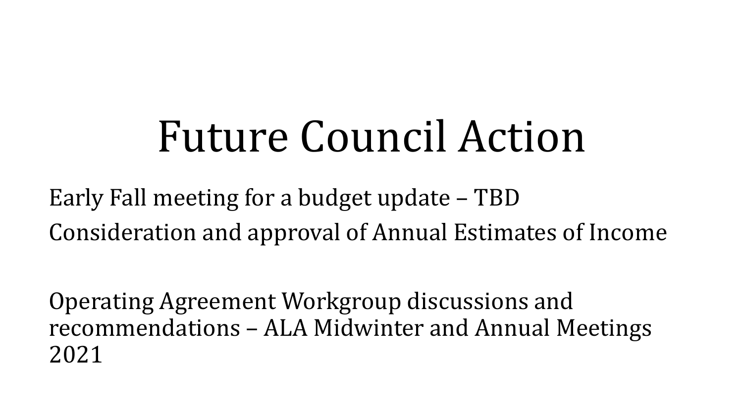# Future Council Action

Early Fall meeting for a budget update – TBD

Consideration and approval of Annual Estimates of Income

Operating Agreement Workgroup discussions and recommendations – ALA Midwinter and Annual Meetings 2021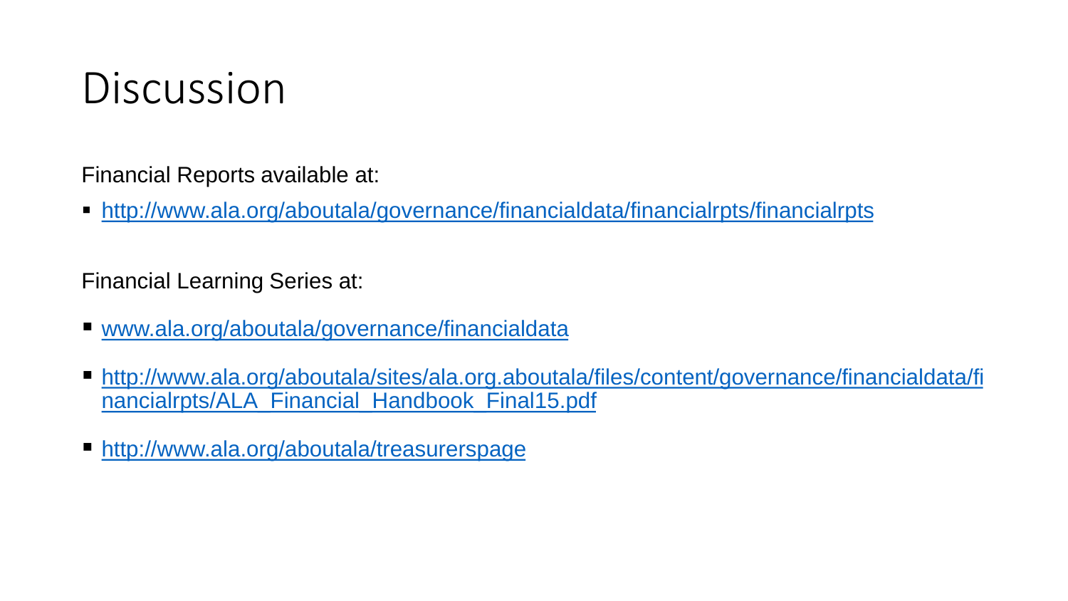# Discussion

Financial Reports available at:

- http://www.ala.org/aboutala/governance/financialdata/financialrpts/financialrpts

Financial Learning Series at:

- www.ala.org/aboutala/governance/financialdata
- http://www.ala.org/aboutala/sites/ala.org.aboutala/files/content/governance/financialdata/financialrpts/ALA_Financial_Handbook_Final15.pdf
- http://www.ala.org/aboutala/treasurerspage